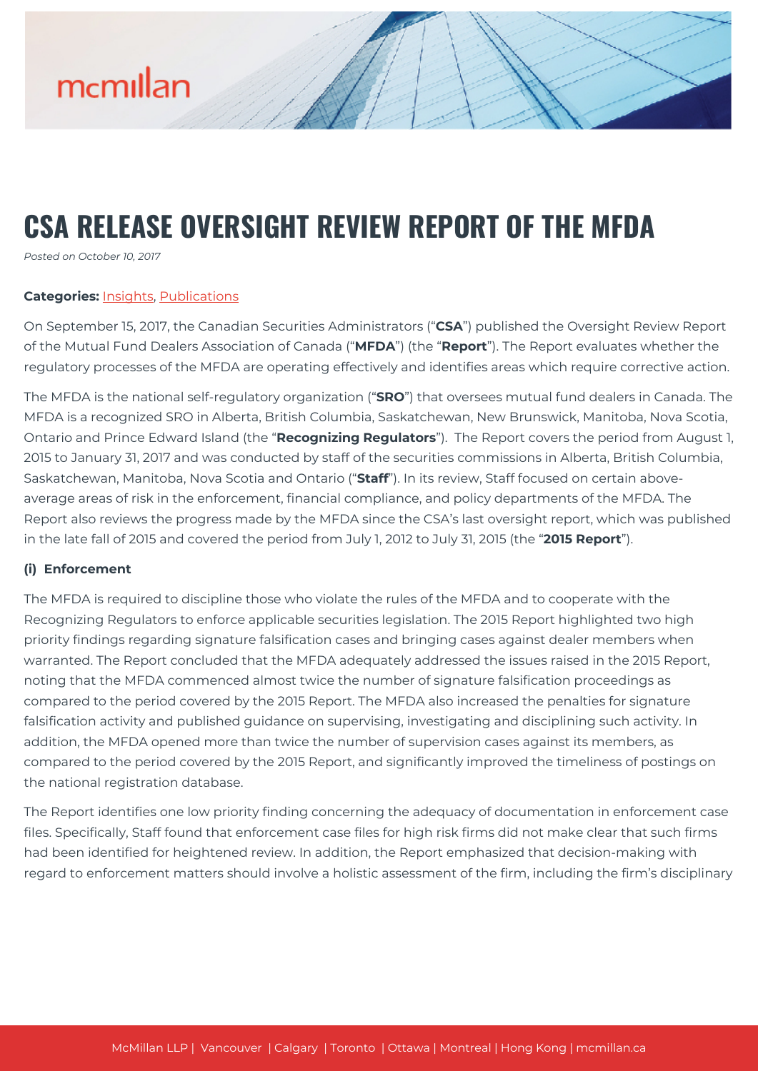# CSA RELEASE OVERSIGHT REVIEW REPORT OF THE MFDA

*Posted on October 10, 2017*

**Categories:** Insights, Publications

On September 15, 2017, the Canadian Securities Administrators ("**CSA**") published the Oversight Review Report of the Mutual Fund Dealers Association of Canada ("**MFDA**") (the "**Report**"). The Report evaluates whether the regulatory processes of the MFDA are operating effectively and identifies areas which require corrective action.

The MFDA is the national self-regulatory organization ("**SRO**") that oversees mutual fund dealers in Canada. The MFDA is a recognized SRO in Alberta, British Columbia, Saskatchewan, New Brunswick, Manitoba, Nova Scotia, Ontario and Prince Edward Island (the "**Recognizing Regulators**"). The Report covers the period from August 1, 2015 to January 31, 2017 and was conducted by staff of the securities commissions in Alberta, British Columbia, Saskatchewan, Manitoba, Nova Scotia and Ontario ("**Staff**"). In its review, Staff focused on certain above-average areas of risk in the enforcement, financial compliance, and policy departments of the MFDA. The Report also reviews the progress made by the MFDA since the CSA's last oversight report, which was published in the late fall of 2015 and covered the period from July 1, 2012 to July 31, 2015 (the "**2015 Report**").

### (i) Enforcement

The MFDA is required to discipline those who violate the rules of the MFDA and to cooperate with the Recognizing Regulators to enforce applicable securities legislation. The 2015 Report highlighted two high priority findings regarding signature falsification cases and bringing cases against dealer members when warranted. The Report concluded that the MFDA adequately addressed the issues raised in the 2015 Report, noting that the MFDA commenced almost twice the number of signature falsification proceedings as compared to the period covered by the 2015 Report. The MFDA also increased the penalties for signature falsification activity and published guidance on supervising, investigating and disciplining such activity. In addition, the MFDA opened more than twice the number of supervision cases against its members, as compared to the period covered by the 2015 Report, and significantly improved the timeliness of postings on the national registration database.

The Report identifies one low priority finding concerning the adequacy of documentation in enforcement case files. Specifically, Staff found that enforcement case files for high risk firms did not make clear that such firms had been identified for heightened review. In addition, the Report emphasized that decision-making with regard to enforcement matters should involve a holistic assessment of the firm, including the firm's disciplinary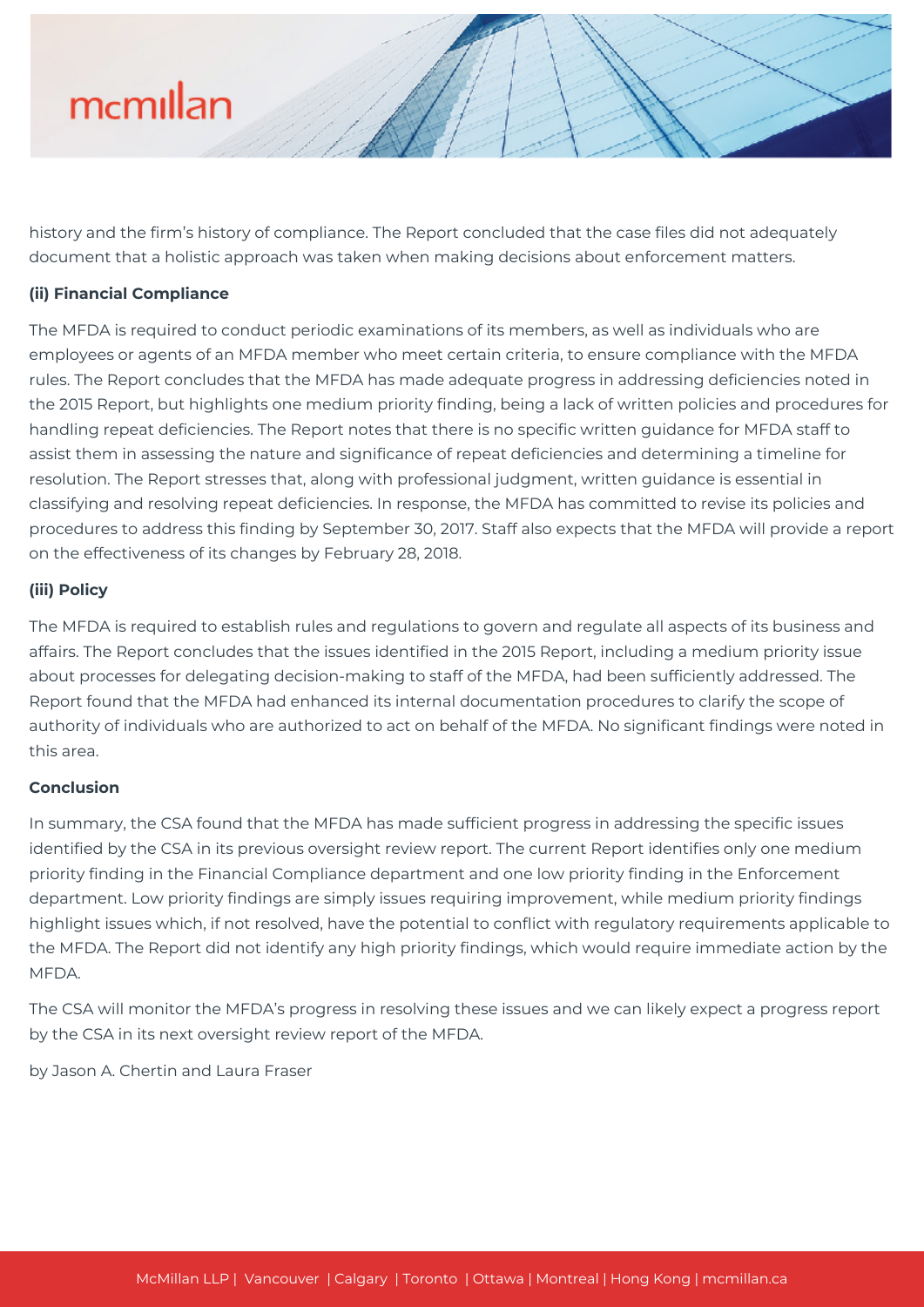history and the firm's history of compliance. The Report concluded that the case files did not adequately document that a holistic approach was taken when making decisions about enforcement matters.

**(ii) Financial Compliance**

The MFDA is required to conduct periodic examinations of its members, as well as individuals who are employees or agents of an MFDA member who meet certain criteria, to ensure compliance with the MFDA rules. The Report concludes that the MFDA has made adequate progress in addressing deficiencies noted in the 2015 Report, but highlights one medium priority finding, being a lack of written policies and procedures for handling repeat deficiencies. The Report notes that there is no specific written guidance for MFDA staff to assist them in assessing the nature and significance of repeat deficiencies and determining a timeline for resolution. The Report stresses that, along with professional judgment, written guidance is essential in classifying and resolving repeat deficiencies. In response, the MFDA has committed to revise its policies and procedures to address this finding by September 30, 2017. Staff also expects that the MFDA will provide a report on the effectiveness of its changes by February 28, 2018.

**(iii) Policy**

The MFDA is required to establish rules and regulations to govern and regulate all aspects of its business and affairs. The Report concludes that the issues identified in the 2015 Report, including a medium priority issue about processes for delegating decision-making to staff of the MFDA, had been sufficiently addressed. The Report found that the MFDA had enhanced its internal documentation procedures to clarify the scope of authority of individuals who are authorized to act on behalf of the MFDA. No significant findings were noted in this area.

**Conclusion**

In summary, the CSA found that the MFDA has made sufficient progress in addressing the specific issues identified by the CSA in its previous oversight review report. The current Report identifies only one medium priority finding in the Financial Compliance department and one low priority finding in the Enforcement department. Low priority findings are simply issues requiring improvement, while medium priority findings highlight issues which, if not resolved, have the potential to conflict with regulatory requirements applicable to the MFDA. The Report did not identify any high priority findings, which would require immediate action by the MFDA.

The CSA will monitor the MFDA's progress in resolving these issues and we can likely expect a progress report by the CSA in its next oversight review report of the MFDA.

by Jason A. Chertin and Laura Fraser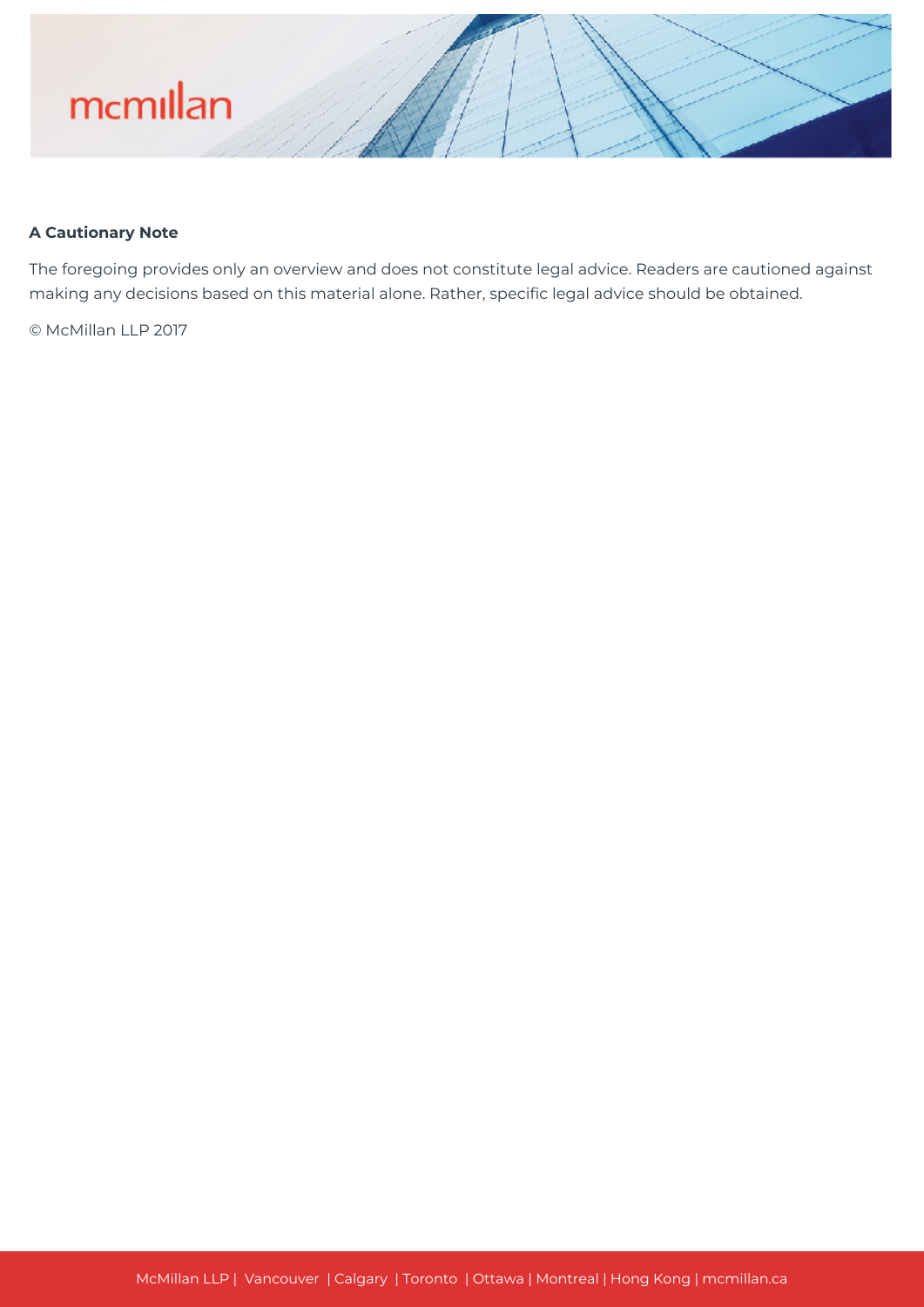**A Cautionary Note**

The foregoing provides only an overview and does not constitute legal advice. Readers are cautioned against making any decisions based on this material alone. Rather, specific legal advice should be obtained.

© McMillan LLP 2017